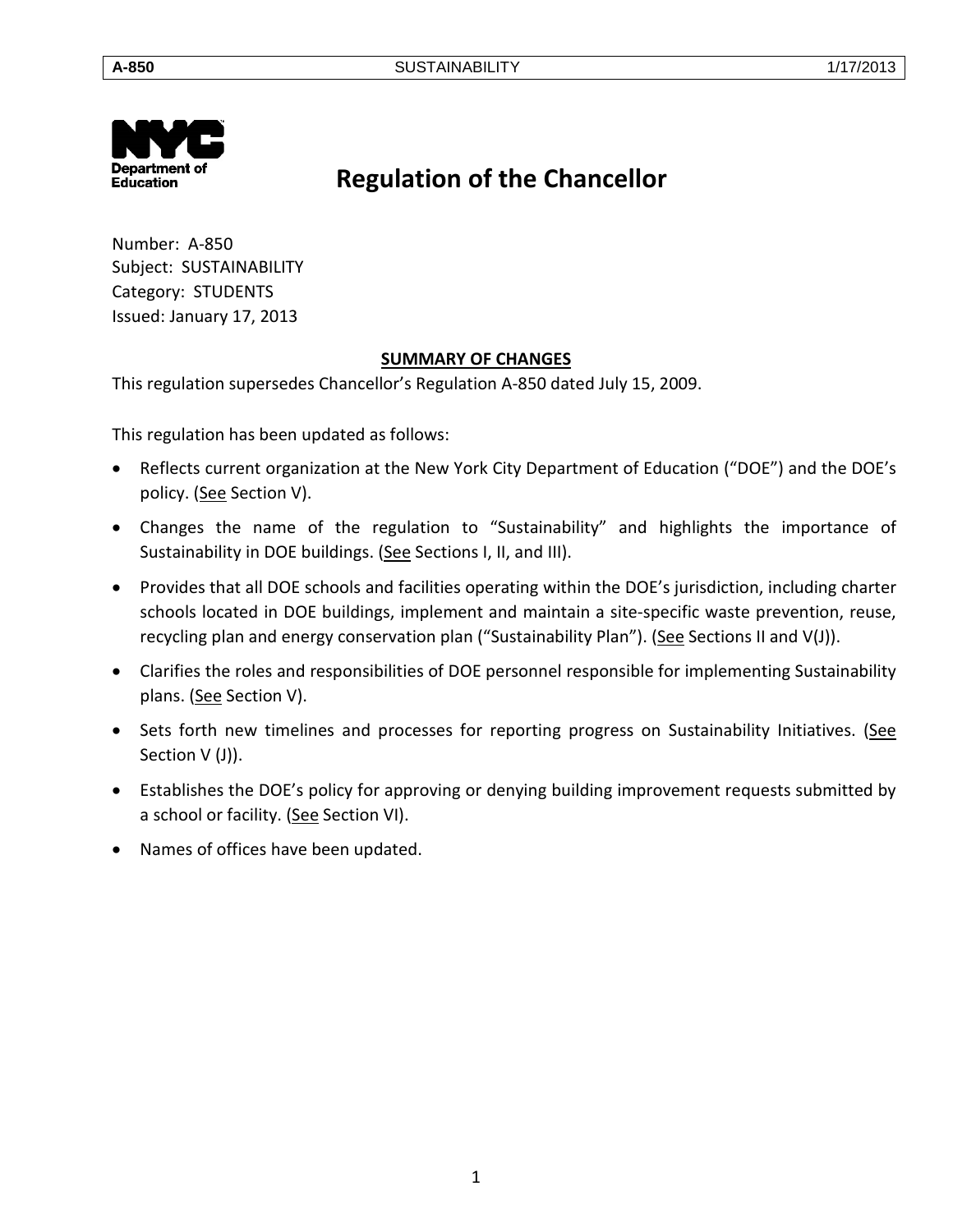# Regulation of the Chancellor

Number: A-850
Subject: SUSTAINABILITY
Category: STUDENTS
Issued: January 17, 2013

## SUMMARY OF CHANGES

This regulation supersedes Chancellor's Regulation A-850 dated July 15, 2009.

This regulation has been updated as follows:

- Reflects current organization at the New York City Department of Education ("DOE") and the DOE's policy. (See Section V).
- Changes the name of the regulation to "Sustainability" and highlights the importance of Sustainability in DOE buildings. (See Sections I, II, and III).
- Provides that all DOE schools and facilities operating within the DOE's jurisdiction, including charter schools located in DOE buildings, implement and maintain a site-specific waste prevention, reuse, recycling plan and energy conservation plan ("Sustainability Plan"). (See Sections II and V(J)).
- Clarifies the roles and responsibilities of DOE personnel responsible for implementing Sustainability plans. (See Section V).
- Sets forth new timelines and processes for reporting progress on Sustainability Initiatives. (See Section V (J)).
- Establishes the DOE's policy for approving or denying building improvement requests submitted by a school or facility. (See Section VI).
- Names of offices have been updated.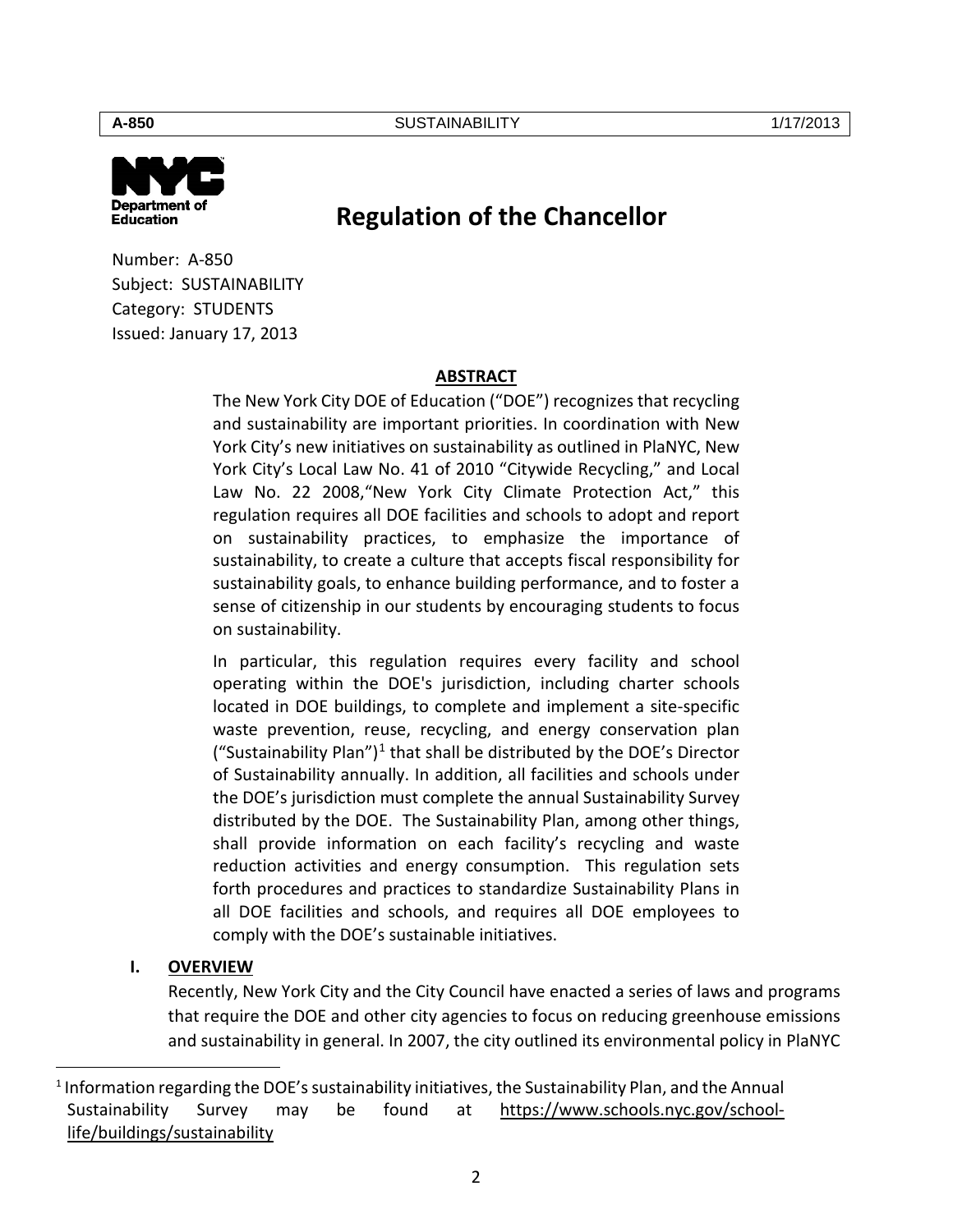# Regulation of the Chancellor

Number: A-850
Subject: SUSTAINABILITY
Category: STUDENTS
Issued: January 17, 2013

## ABSTRACT

The New York City DOE of Education ("DOE") recognizes that recycling and sustainability are important priorities. In coordination with New York City's new initiatives on sustainability as outlined in PlaNYC, New York City's Local Law No. 41 of 2010 "Citywide Recycling," and Local Law No. 22 2008,"New York City Climate Protection Act," this regulation requires all DOE facilities and schools to adopt and report on sustainability practices, to emphasize the importance of sustainability, to create a culture that accepts fiscal responsibility for sustainability goals, to enhance building performance, and to foster a sense of citizenship in our students by encouraging students to focus on sustainability.

In particular, this regulation requires every facility and school operating within the DOE's jurisdiction, including charter schools located in DOE buildings, to complete and implement a site-specific waste prevention, reuse, recycling, and energy conservation plan ("Sustainability Plan")[1] that shall be distributed by the DOE's Director of Sustainability annually. In addition, all facilities and schools under the DOE's jurisdiction must complete the annual Sustainability Survey distributed by the DOE. The Sustainability Plan, among other things, shall provide information on each facility's recycling and waste reduction activities and energy consumption. This regulation sets forth procedures and practices to standardize Sustainability Plans in all DOE facilities and schools, and requires all DOE employees to comply with the DOE's sustainable initiatives.

## I. OVERVIEW

Recently, New York City and the City Council have enacted a series of laws and programs that require the DOE and other city agencies to focus on reducing greenhouse emissions and sustainability in general. In 2007, the city outlined its environmental policy in PlaNYC

---

[1] Information regarding the DOE's sustainability initiatives, the Sustainability Plan, and the Annual Sustainability Survey may be found at https://www.schools.nyc.gov/school-life/buildings/sustainability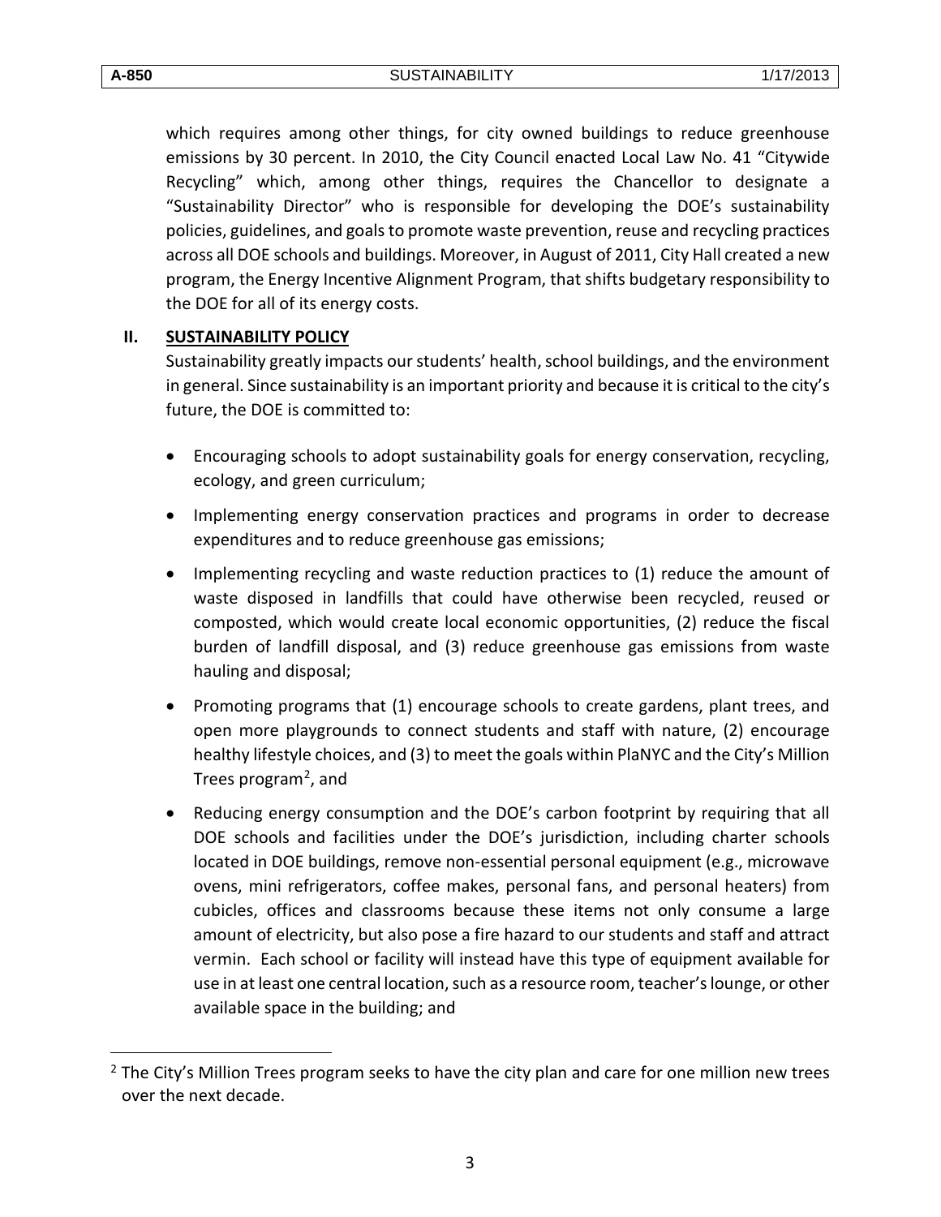which requires among other things, for city owned buildings to reduce greenhouse emissions by 30 percent. In 2010, the City Council enacted Local Law No. 41 "Citywide Recycling" which, among other things, requires the Chancellor to designate a "Sustainability Director" who is responsible for developing the DOE's sustainability policies, guidelines, and goals to promote waste prevention, reuse and recycling practices across all DOE schools and buildings. Moreover, in August of 2011, City Hall created a new program, the Energy Incentive Alignment Program, that shifts budgetary responsibility to the DOE for all of its energy costs.

## II. SUSTAINABILITY POLICY

Sustainability greatly impacts our students' health, school buildings, and the environment in general. Since sustainability is an important priority and because it is critical to the city's future, the DOE is committed to:

- Encouraging schools to adopt sustainability goals for energy conservation, recycling, ecology, and green curriculum;
- Implementing energy conservation practices and programs in order to decrease expenditures and to reduce greenhouse gas emissions;
- Implementing recycling and waste reduction practices to (1) reduce the amount of waste disposed in landfills that could have otherwise been recycled, reused or composted, which would create local economic opportunities, (2) reduce the fiscal burden of landfill disposal, and (3) reduce greenhouse gas emissions from waste hauling and disposal;
- Promoting programs that (1) encourage schools to create gardens, plant trees, and open more playgrounds to connect students and staff with nature, (2) encourage healthy lifestyle choices, and (3) to meet the goals within PlaNYC and the City's Million Trees program[2], and
- Reducing energy consumption and the DOE's carbon footprint by requiring that all DOE schools and facilities under the DOE's jurisdiction, including charter schools located in DOE buildings, remove non-essential personal equipment (e.g., microwave ovens, mini refrigerators, coffee makes, personal fans, and personal heaters) from cubicles, offices and classrooms because these items not only consume a large amount of electricity, but also pose a fire hazard to our students and staff and attract vermin. Each school or facility will instead have this type of equipment available for use in at least one central location, such as a resource room, teacher's lounge, or other available space in the building; and

[2] The City's Million Trees program seeks to have the city plan and care for one million new trees over the next decade.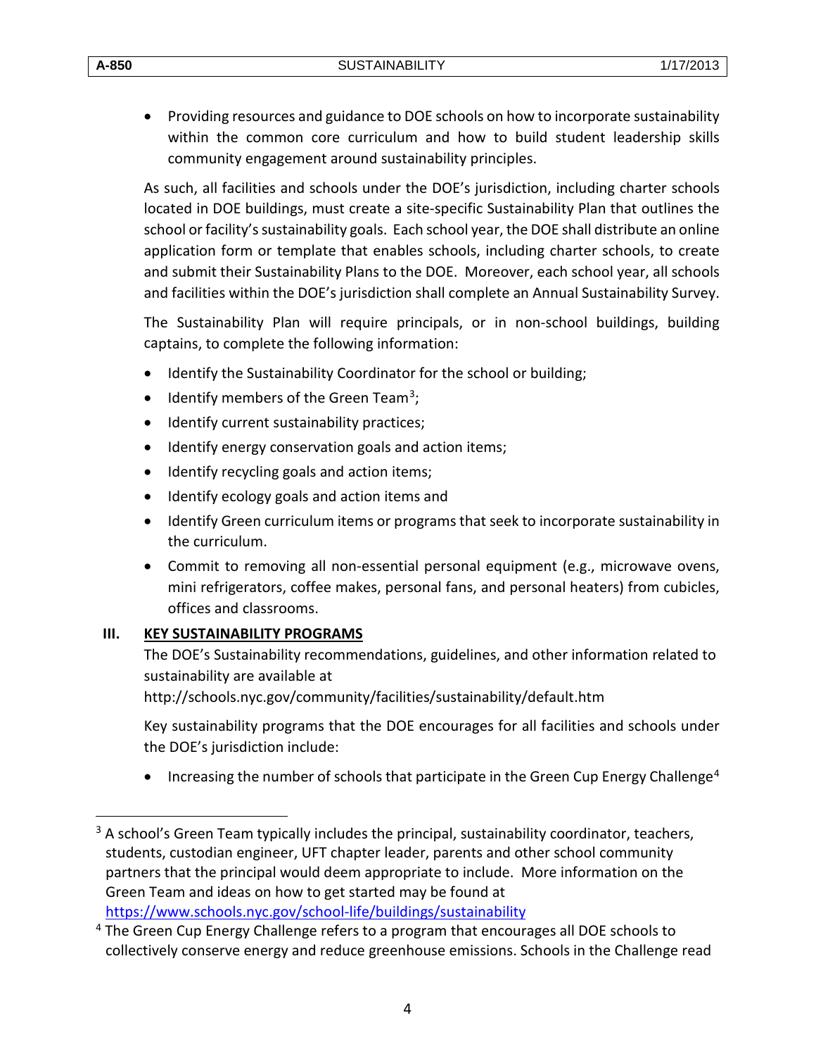- Providing resources and guidance to DOE schools on how to incorporate sustainability within the common core curriculum and how to build student leadership skills community engagement around sustainability principles.

As such, all facilities and schools under the DOE's jurisdiction, including charter schools located in DOE buildings, must create a site-specific Sustainability Plan that outlines the school or facility's sustainability goals. Each school year, the DOE shall distribute an online application form or template that enables schools, including charter schools, to create and submit their Sustainability Plans to the DOE. Moreover, each school year, all schools and facilities within the DOE's jurisdiction shall complete an Annual Sustainability Survey.

The Sustainability Plan will require principals, or in non-school buildings, building captains, to complete the following information:

- Identify the Sustainability Coordinator for the school or building;
- Identify members of the Green Team[3];
- Identify current sustainability practices;
- Identify energy conservation goals and action items;
- Identify recycling goals and action items;
- Identify ecology goals and action items and
- Identify Green curriculum items or programs that seek to incorporate sustainability in the curriculum.
- Commit to removing all non-essential personal equipment (e.g., microwave ovens, mini refrigerators, coffee makes, personal fans, and personal heaters) from cubicles, offices and classrooms.

## III. KEY SUSTAINABILITY PROGRAMS

The DOE's Sustainability recommendations, guidelines, and other information related to sustainability are available at http://schools.nyc.gov/community/facilities/sustainability/default.htm

Key sustainability programs that the DOE encourages for all facilities and schools under the DOE's jurisdiction include:

- Increasing the number of schools that participate in the Green Cup Energy Challenge[4]

---

[3] A school's Green Team typically includes the principal, sustainability coordinator, teachers, students, custodian engineer, UFT chapter leader, parents and other school community partners that the principal would deem appropriate to include. More information on the Green Team and ideas on how to get started may be found at https://www.schools.nyc.gov/school-life/buildings/sustainability

[4] The Green Cup Energy Challenge refers to a program that encourages all DOE schools to collectively conserve energy and reduce greenhouse emissions. Schools in the Challenge read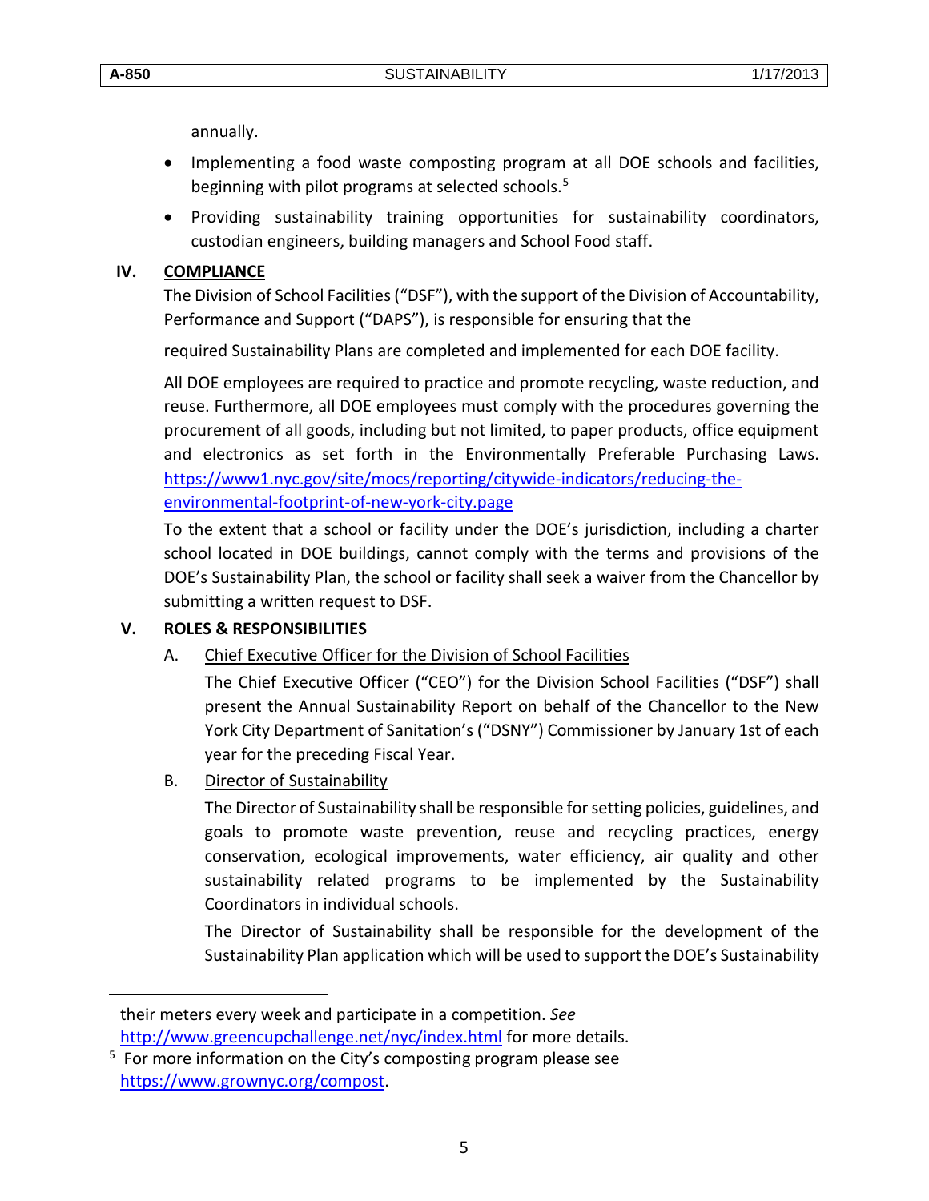annually.

- Implementing a food waste composting program at all DOE schools and facilities, beginning with pilot programs at selected schools.[5]
- Providing sustainability training opportunities for sustainability coordinators, custodian engineers, building managers and School Food staff.

## IV. COMPLIANCE

The Division of School Facilities ("DSF"), with the support of the Division of Accountability, Performance and Support ("DAPS"), is responsible for ensuring that the

required Sustainability Plans are completed and implemented for each DOE facility.

All DOE employees are required to practice and promote recycling, waste reduction, and reuse. Furthermore, all DOE employees must comply with the procedures governing the procurement of all goods, including but not limited, to paper products, office equipment and electronics as set forth in the Environmentally Preferable Purchasing Laws. [https://www1.nyc.gov/site/mocs/reporting/citywide-indicators/reducing-the-environmental-footprint-of-new-york-city.page](https://www1.nyc.gov/site/mocs/reporting/citywide-indicators/reducing-the-environmental-footprint-of-new-york-city.page)

To the extent that a school or facility under the DOE's jurisdiction, including a charter school located in DOE buildings, cannot comply with the terms and provisions of the DOE's Sustainability Plan, the school or facility shall seek a waiver from the Chancellor by submitting a written request to DSF.

## V. ROLES & RESPONSIBILITIES

### A. Chief Executive Officer for the Division of School Facilities

The Chief Executive Officer ("CEO") for the Division School Facilities ("DSF") shall present the Annual Sustainability Report on behalf of the Chancellor to the New York City Department of Sanitation's ("DSNY") Commissioner by January 1st of each year for the preceding Fiscal Year.

### B. Director of Sustainability

The Director of Sustainability shall be responsible for setting policies, guidelines, and goals to promote waste prevention, reuse and recycling practices, energy conservation, ecological improvements, water efficiency, air quality and other sustainability related programs to be implemented by the Sustainability Coordinators in individual schools.

The Director of Sustainability shall be responsible for the development of the Sustainability Plan application which will be used to support the DOE's Sustainability

---

their meters every week and participate in a competition. *See* [http://www.greencupchallenge.net/nyc/index.html](http://www.greencupchallenge.net/nyc/index.html) for more details.

[5] For more information on the City's composting program please see [https://www.grownyc.org/compost](https://www.grownyc.org/compost).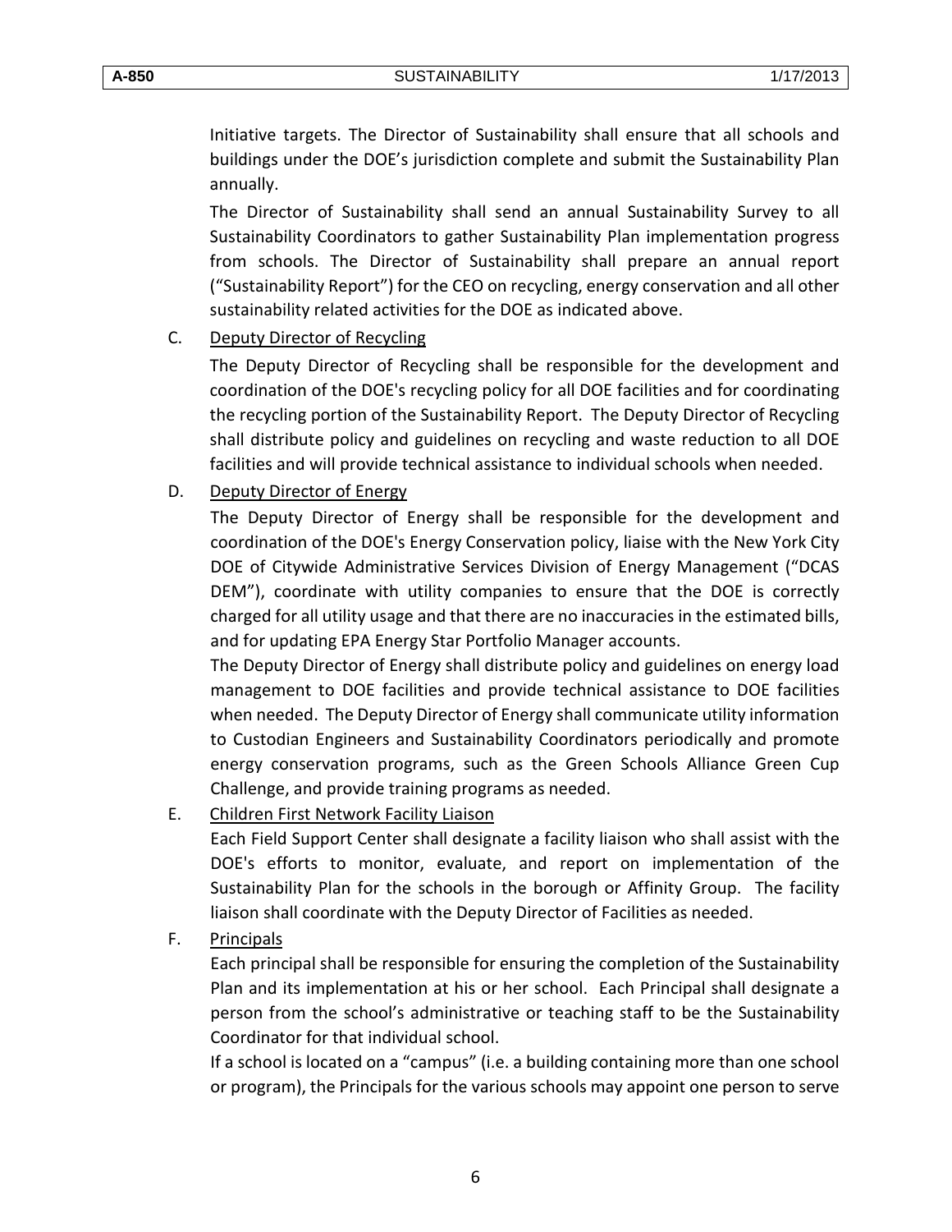Initiative targets. The Director of Sustainability shall ensure that all schools and buildings under the DOE's jurisdiction complete and submit the Sustainability Plan annually.

The Director of Sustainability shall send an annual Sustainability Survey to all Sustainability Coordinators to gather Sustainability Plan implementation progress from schools. The Director of Sustainability shall prepare an annual report ("Sustainability Report") for the CEO on recycling, energy conservation and all other sustainability related activities for the DOE as indicated above.

C. Deputy Director of Recycling

The Deputy Director of Recycling shall be responsible for the development and coordination of the DOE's recycling policy for all DOE facilities and for coordinating the recycling portion of the Sustainability Report. The Deputy Director of Recycling shall distribute policy and guidelines on recycling and waste reduction to all DOE facilities and will provide technical assistance to individual schools when needed.

D. Deputy Director of Energy

The Deputy Director of Energy shall be responsible for the development and coordination of the DOE's Energy Conservation policy, liaise with the New York City DOE of Citywide Administrative Services Division of Energy Management ("DCAS DEM"), coordinate with utility companies to ensure that the DOE is correctly charged for all utility usage and that there are no inaccuracies in the estimated bills, and for updating EPA Energy Star Portfolio Manager accounts.

The Deputy Director of Energy shall distribute policy and guidelines on energy load management to DOE facilities and provide technical assistance to DOE facilities when needed. The Deputy Director of Energy shall communicate utility information to Custodian Engineers and Sustainability Coordinators periodically and promote energy conservation programs, such as the Green Schools Alliance Green Cup Challenge, and provide training programs as needed.

E. Children First Network Facility Liaison

Each Field Support Center shall designate a facility liaison who shall assist with the DOE's efforts to monitor, evaluate, and report on implementation of the Sustainability Plan for the schools in the borough or Affinity Group. The facility liaison shall coordinate with the Deputy Director of Facilities as needed.

F. Principals

Each principal shall be responsible for ensuring the completion of the Sustainability Plan and its implementation at his or her school. Each Principal shall designate a person from the school's administrative or teaching staff to be the Sustainability Coordinator for that individual school.

If a school is located on a "campus" (i.e. a building containing more than one school or program), the Principals for the various schools may appoint one person to serve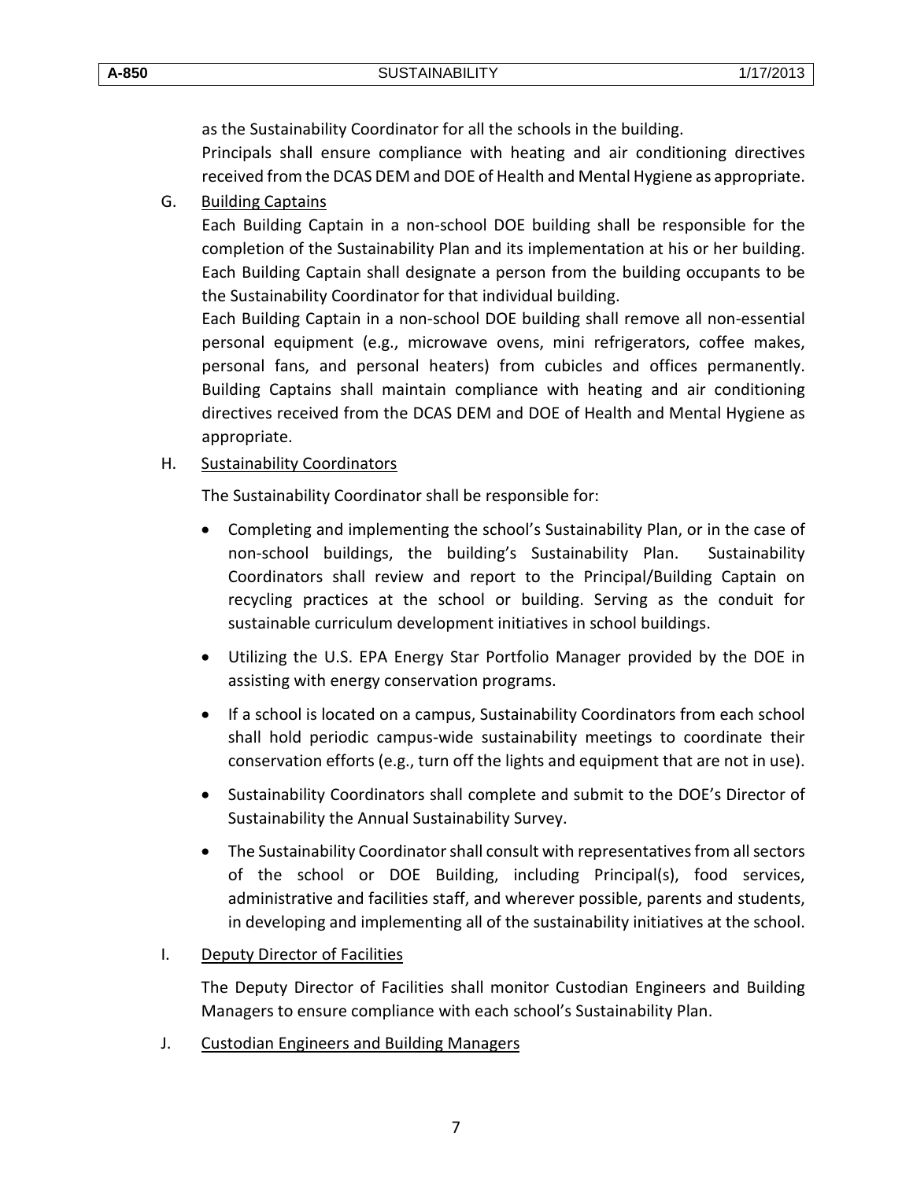as the Sustainability Coordinator for all the schools in the building.

Principals shall ensure compliance with heating and air conditioning directives received from the DCAS DEM and DOE of Health and Mental Hygiene as appropriate.

G. Building Captains

Each Building Captain in a non-school DOE building shall be responsible for the completion of the Sustainability Plan and its implementation at his or her building. Each Building Captain shall designate a person from the building occupants to be the Sustainability Coordinator for that individual building.

Each Building Captain in a non-school DOE building shall remove all non-essential personal equipment (e.g., microwave ovens, mini refrigerators, coffee makes, personal fans, and personal heaters) from cubicles and offices permanently. Building Captains shall maintain compliance with heating and air conditioning directives received from the DCAS DEM and DOE of Health and Mental Hygiene as appropriate.

H. Sustainability Coordinators

The Sustainability Coordinator shall be responsible for:

- Completing and implementing the school's Sustainability Plan, or in the case of non-school buildings, the building's Sustainability Plan. Sustainability Coordinators shall review and report to the Principal/Building Captain on recycling practices at the school or building. Serving as the conduit for sustainable curriculum development initiatives in school buildings.
- Utilizing the U.S. EPA Energy Star Portfolio Manager provided by the DOE in assisting with energy conservation programs.
- If a school is located on a campus, Sustainability Coordinators from each school shall hold periodic campus-wide sustainability meetings to coordinate their conservation efforts (e.g., turn off the lights and equipment that are not in use).
- Sustainability Coordinators shall complete and submit to the DOE's Director of Sustainability the Annual Sustainability Survey.
- The Sustainability Coordinator shall consult with representatives from all sectors of the school or DOE Building, including Principal(s), food services, administrative and facilities staff, and wherever possible, parents and students, in developing and implementing all of the sustainability initiatives at the school.

I. Deputy Director of Facilities

The Deputy Director of Facilities shall monitor Custodian Engineers and Building Managers to ensure compliance with each school's Sustainability Plan.

J. Custodian Engineers and Building Managers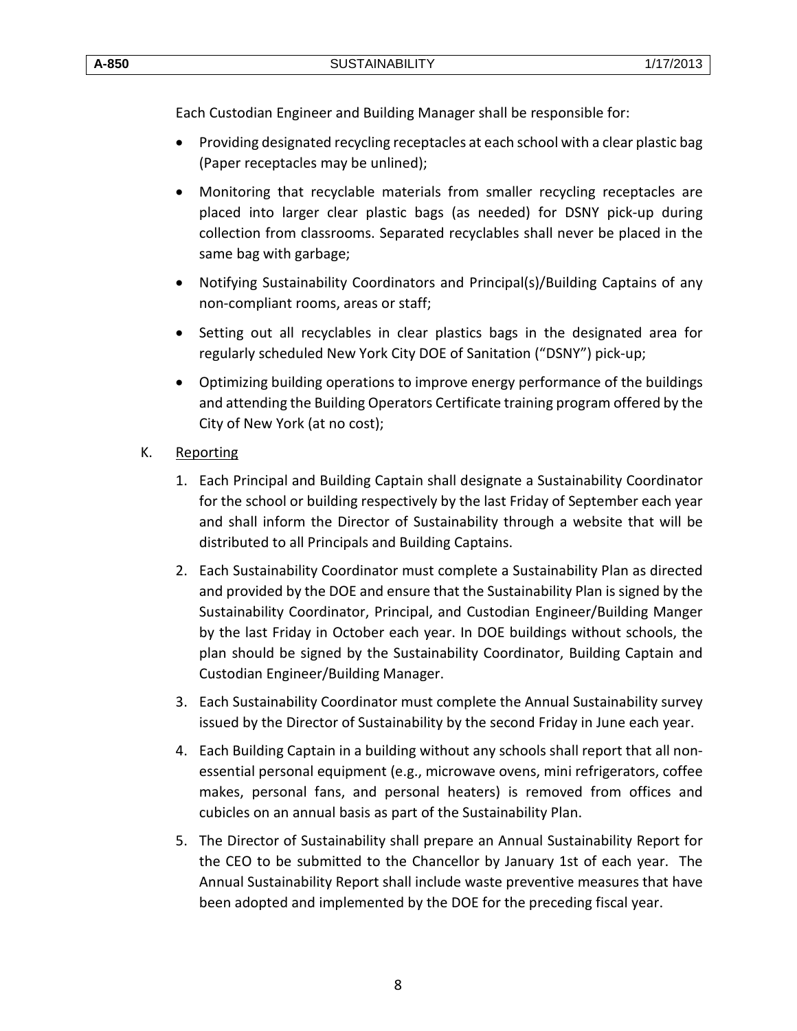Each Custodian Engineer and Building Manager shall be responsible for:

- Providing designated recycling receptacles at each school with a clear plastic bag (Paper receptacles may be unlined);
- Monitoring that recyclable materials from smaller recycling receptacles are placed into larger clear plastic bags (as needed) for DSNY pick-up during collection from classrooms. Separated recyclables shall never be placed in the same bag with garbage;
- Notifying Sustainability Coordinators and Principal(s)/Building Captains of any non-compliant rooms, areas or staff;
- Setting out all recyclables in clear plastics bags in the designated area for regularly scheduled New York City DOE of Sanitation ("DSNY") pick-up;
- Optimizing building operations to improve energy performance of the buildings and attending the Building Operators Certificate training program offered by the City of New York (at no cost);

K. Reporting

1. Each Principal and Building Captain shall designate a Sustainability Coordinator for the school or building respectively by the last Friday of September each year and shall inform the Director of Sustainability through a website that will be distributed to all Principals and Building Captains.
2. Each Sustainability Coordinator must complete a Sustainability Plan as directed and provided by the DOE and ensure that the Sustainability Plan is signed by the Sustainability Coordinator, Principal, and Custodian Engineer/Building Manger by the last Friday in October each year. In DOE buildings without schools, the plan should be signed by the Sustainability Coordinator, Building Captain and Custodian Engineer/Building Manager.
3. Each Sustainability Coordinator must complete the Annual Sustainability survey issued by the Director of Sustainability by the second Friday in June each year.
4. Each Building Captain in a building without any schools shall report that all non-essential personal equipment (e.g., microwave ovens, mini refrigerators, coffee makes, personal fans, and personal heaters) is removed from offices and cubicles on an annual basis as part of the Sustainability Plan.
5. The Director of Sustainability shall prepare an Annual Sustainability Report for the CEO to be submitted to the Chancellor by January 1st of each year. The Annual Sustainability Report shall include waste preventive measures that have been adopted and implemented by the DOE for the preceding fiscal year.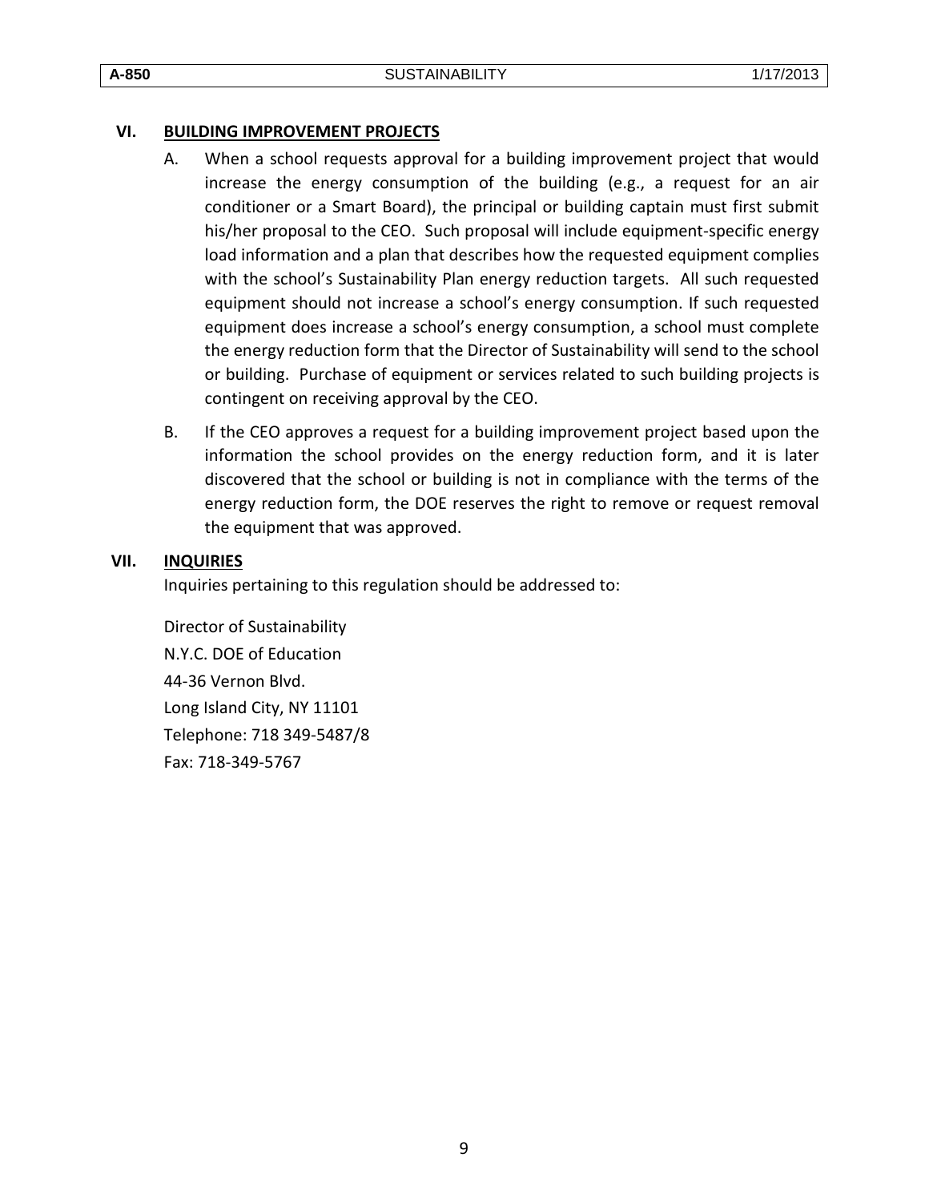## VI. BUILDING IMPROVEMENT PROJECTS

A. When a school requests approval for a building improvement project that would increase the energy consumption of the building (e.g., a request for an air conditioner or a Smart Board), the principal or building captain must first submit his/her proposal to the CEO. Such proposal will include equipment-specific energy load information and a plan that describes how the requested equipment complies with the school's Sustainability Plan energy reduction targets. All such requested equipment should not increase a school's energy consumption. If such requested equipment does increase a school's energy consumption, a school must complete the energy reduction form that the Director of Sustainability will send to the school or building. Purchase of equipment or services related to such building projects is contingent on receiving approval by the CEO.

B. If the CEO approves a request for a building improvement project based upon the information the school provides on the energy reduction form, and it is later discovered that the school or building is not in compliance with the terms of the energy reduction form, the DOE reserves the right to remove or request removal the equipment that was approved.

## VII. INQUIRIES

Inquiries pertaining to this regulation should be addressed to:

Director of Sustainability
N.Y.C. DOE of Education
44-36 Vernon Blvd.
Long Island City, NY 11101
Telephone: 718 349-5487/8
Fax: 718-349-5767